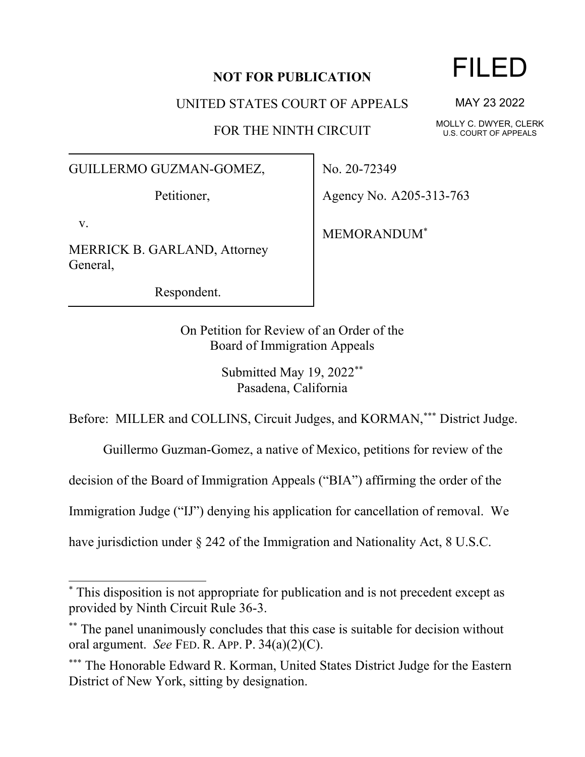**NOT FOR PUBLICATION**

UNITED STATES COURT OF APPEALS

FOR THE NINTH CIRCUIT

FILED

MAY 23 2022

MOLLY C. DWYER, CLERK
U.S. COURT OF APPEALS

GUILLERMO GUZMAN-GOMEZ,

Petitioner,

v.

MERRICK B. GARLAND, Attorney General,

Respondent.

No. 20-72349

Agency No. A205-313-763

MEMORANDUM*

On Petition for Review of an Order of the
Board of Immigration Appeals

Submitted May 19, 2022**
Pasadena, California

Before: MILLER and COLLINS, Circuit Judges, and KORMAN,*** District Judge.

Guillermo Guzman-Gomez, a native of Mexico, petitions for review of the decision of the Board of Immigration Appeals ("BIA") affirming the order of the Immigration Judge ("IJ") denying his application for cancellation of removal. We have jurisdiction under § 242 of the Immigration and Nationality Act, 8 U.S.C.

---

* This disposition is not appropriate for publication and is not precedent except as provided by Ninth Circuit Rule 36-3.

** The panel unanimously concludes that this case is suitable for decision without oral argument. *See* FED. R. APP. P. 34(a)(2)(C).

*** The Honorable Edward R. Korman, United States District Judge for the Eastern District of New York, sitting by designation.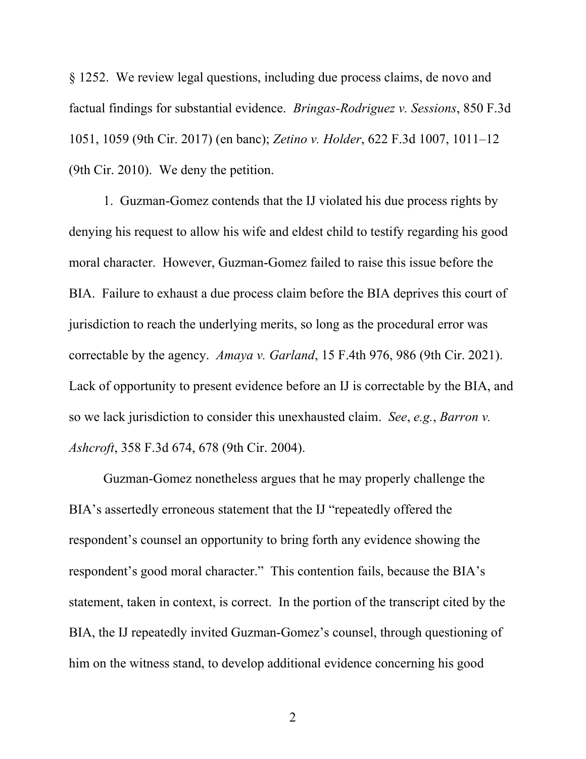§ 1252. We review legal questions, including due process claims, de novo and factual findings for substantial evidence. *Bringas-Rodriguez v. Sessions*, 850 F.3d 1051, 1059 (9th Cir. 2017) (en banc); *Zetino v. Holder*, 622 F.3d 1007, 1011–12 (9th Cir. 2010). We deny the petition.

1. Guzman-Gomez contends that the IJ violated his due process rights by denying his request to allow his wife and eldest child to testify regarding his good moral character. However, Guzman-Gomez failed to raise this issue before the BIA. Failure to exhaust a due process claim before the BIA deprives this court of jurisdiction to reach the underlying merits, so long as the procedural error was correctable by the agency. *Amaya v. Garland*, 15 F.4th 976, 986 (9th Cir. 2021). Lack of opportunity to present evidence before an IJ is correctable by the BIA, and so we lack jurisdiction to consider this unexhausted claim. *See*, *e.g.*, *Barron v. Ashcroft*, 358 F.3d 674, 678 (9th Cir. 2004).

Guzman-Gomez nonetheless argues that he may properly challenge the BIA's assertedly erroneous statement that the IJ "repeatedly offered the respondent's counsel an opportunity to bring forth any evidence showing the respondent's good moral character." This contention fails, because the BIA's statement, taken in context, is correct. In the portion of the transcript cited by the BIA, the IJ repeatedly invited Guzman-Gomez's counsel, through questioning of him on the witness stand, to develop additional evidence concerning his good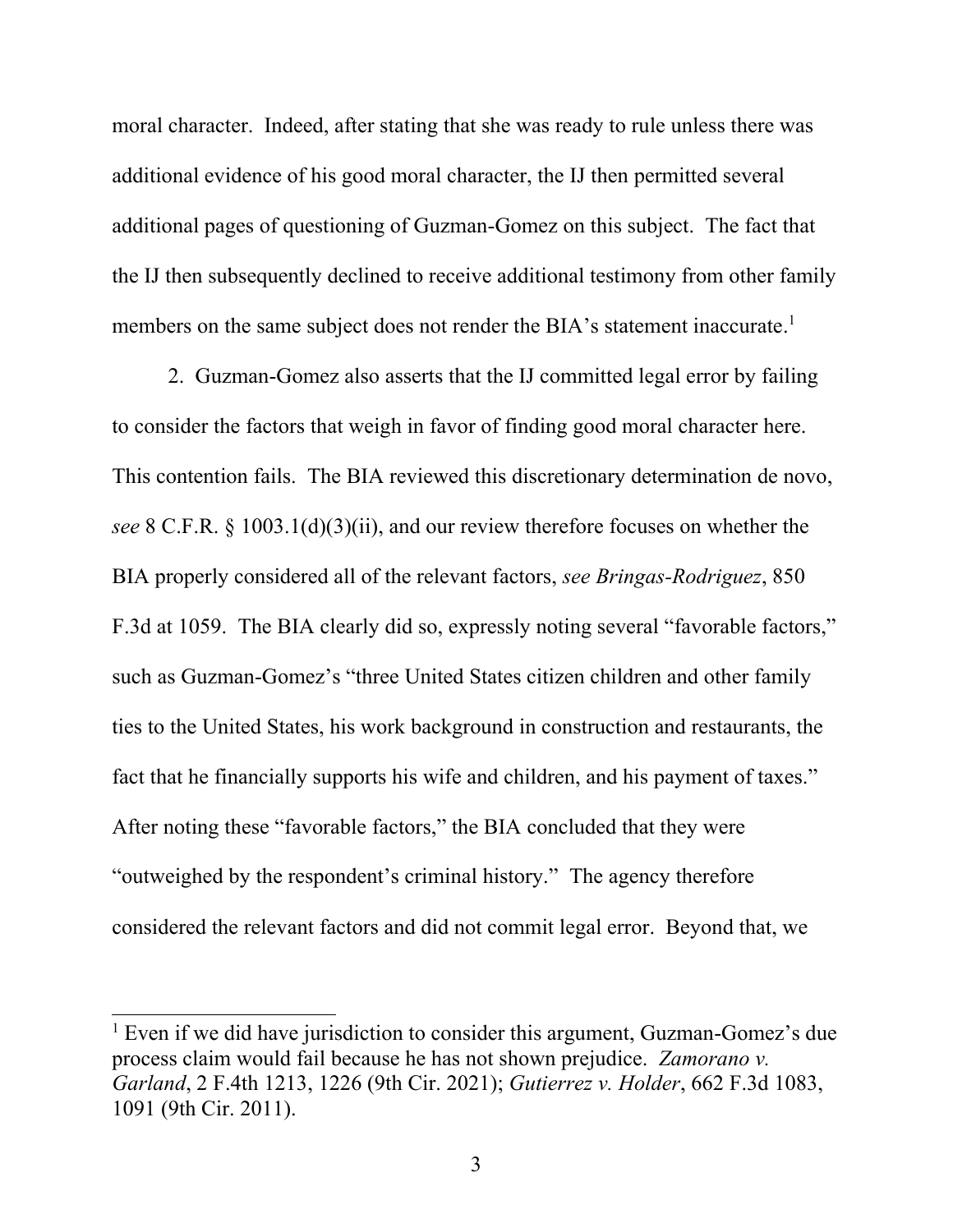moral character. Indeed, after stating that she was ready to rule unless there was additional evidence of his good moral character, the IJ then permitted several additional pages of questioning of Guzman-Gomez on this subject. The fact that the IJ then subsequently declined to receive additional testimony from other family members on the same subject does not render the BIA's statement inaccurate.[1]

2. Guzman-Gomez also asserts that the IJ committed legal error by failing to consider the factors that weigh in favor of finding good moral character here. This contention fails. The BIA reviewed this discretionary determination de novo, *see* 8 C.F.R. § 1003.1(d)(3)(ii), and our review therefore focuses on whether the BIA properly considered all of the relevant factors, *see Bringas-Rodriguez*, 850 F.3d at 1059. The BIA clearly did so, expressly noting several "favorable factors," such as Guzman-Gomez's "three United States citizen children and other family ties to the United States, his work background in construction and restaurants, the fact that he financially supports his wife and children, and his payment of taxes." After noting these "favorable factors," the BIA concluded that they were "outweighed by the respondent's criminal history." The agency therefore considered the relevant factors and did not commit legal error. Beyond that, we

[1] Even if we did have jurisdiction to consider this argument, Guzman-Gomez's due process claim would fail because he has not shown prejudice. *Zamorano v. Garland*, 2 F.4th 1213, 1226 (9th Cir. 2021); *Gutierrez v. Holder*, 662 F.3d 1083, 1091 (9th Cir. 2011).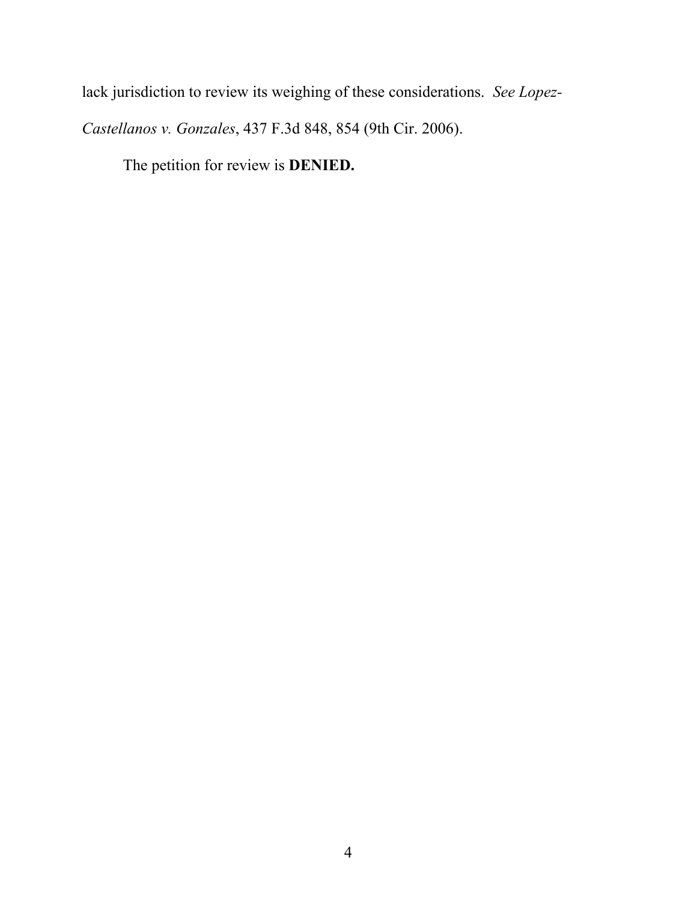lack jurisdiction to review its weighing of these considerations. *See Lopez-Castellanos v. Gonzales*, 437 F.3d 848, 854 (9th Cir. 2006).

The petition for review is **DENIED.**